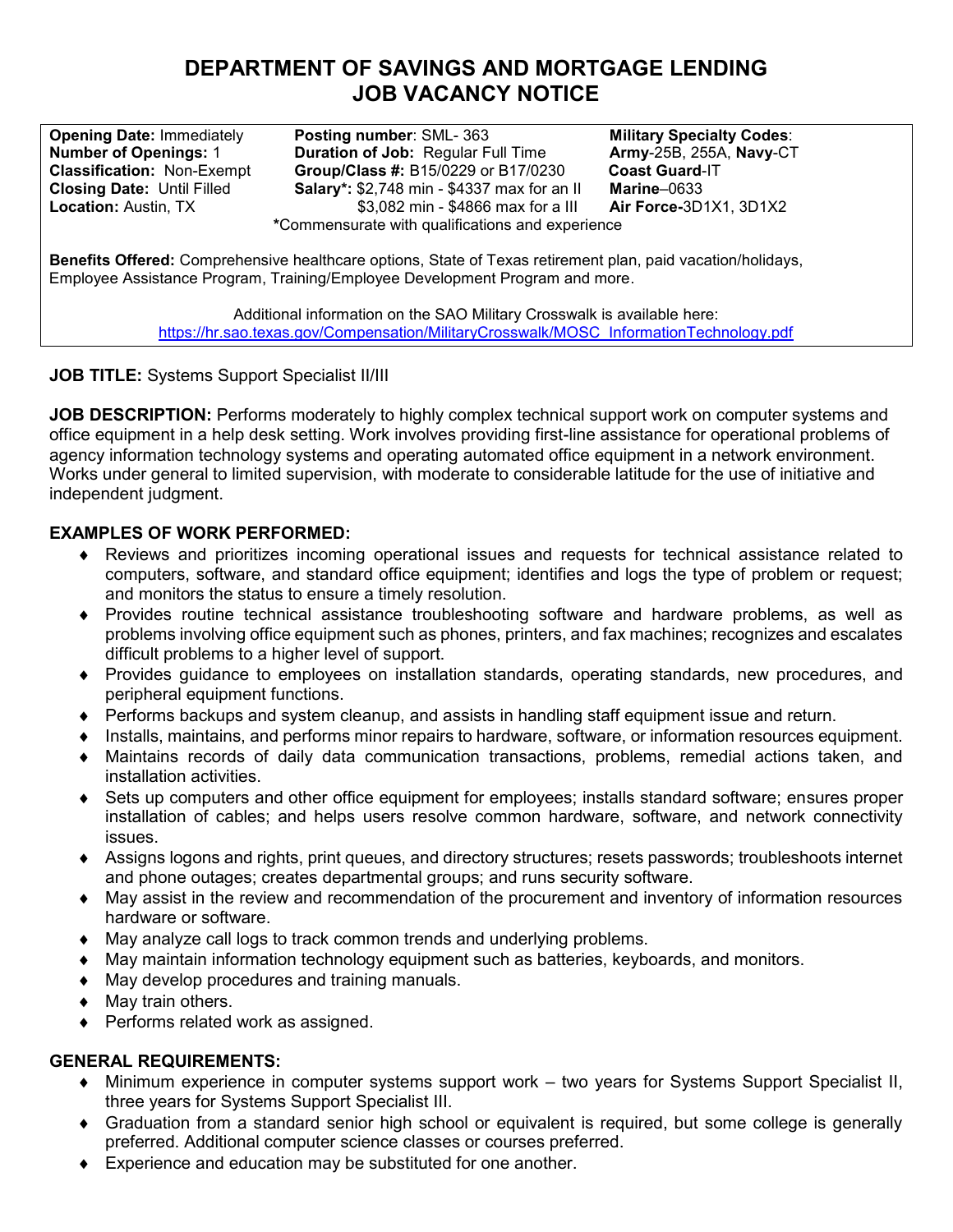# DEPARTMENT OF SAVINGS AND MORTGAGE LENDING
# JOB VACANCY NOTICE

**Opening Date:** Immediately
**Number of Openings:** 1
**Classification:** Non-Exempt
**Closing Date:** Until Filled
**Location:** Austin, TX

**Posting number**: SML- 363
**Duration of Job:** Regular Full Time
**Group/Class #:** B15/0229 or B17/0230
**Salary\*:** $2,748 min - $4337 max for an II
$3,082 min - $4866 max for a III

**Military Specialty Codes**:
**Army**-25B, 255A, **Navy**-CT
**Coast Guard**-IT
**Marine**–0633
**Air Force-**3D1X1, 3D1X2

**\***Commensurate with qualifications and experience

**Benefits Offered:** Comprehensive healthcare options, State of Texas retirement plan, paid vacation/holidays, Employee Assistance Program, Training/Employee Development Program and more.

Additional information on the SAO Military Crosswalk is available here:
https://hr.sao.texas.gov/Compensation/MilitaryCrosswalk/MOSC_InformationTechnology.pdf

**JOB TITLE:** Systems Support Specialist II/III

**JOB DESCRIPTION:** Performs moderately to highly complex technical support work on computer systems and office equipment in a help desk setting. Work involves providing first-line assistance for operational problems of agency information technology systems and operating automated office equipment in a network environment. Works under general to limited supervision, with moderate to considerable latitude for the use of initiative and independent judgment.

## EXAMPLES OF WORK PERFORMED:

- Reviews and prioritizes incoming operational issues and requests for technical assistance related to computers, software, and standard office equipment; identifies and logs the type of problem or request; and monitors the status to ensure a timely resolution.
- Provides routine technical assistance troubleshooting software and hardware problems, as well as problems involving office equipment such as phones, printers, and fax machines; recognizes and escalates difficult problems to a higher level of support.
- Provides guidance to employees on installation standards, operating standards, new procedures, and peripheral equipment functions.
- Performs backups and system cleanup, and assists in handling staff equipment issue and return.
- Installs, maintains, and performs minor repairs to hardware, software, or information resources equipment.
- Maintains records of daily data communication transactions, problems, remedial actions taken, and installation activities.
- Sets up computers and other office equipment for employees; installs standard software; ensures proper installation of cables; and helps users resolve common hardware, software, and network connectivity issues.
- Assigns logons and rights, print queues, and directory structures; resets passwords; troubleshoots internet and phone outages; creates departmental groups; and runs security software.
- May assist in the review and recommendation of the procurement and inventory of information resources hardware or software.
- May analyze call logs to track common trends and underlying problems.
- May maintain information technology equipment such as batteries, keyboards, and monitors.
- May develop procedures and training manuals.
- May train others.
- Performs related work as assigned.

## GENERAL REQUIREMENTS:

- Minimum experience in computer systems support work – two years for Systems Support Specialist II, three years for Systems Support Specialist III.
- Graduation from a standard senior high school or equivalent is required, but some college is generally preferred. Additional computer science classes or courses preferred.
- Experience and education may be substituted for one another.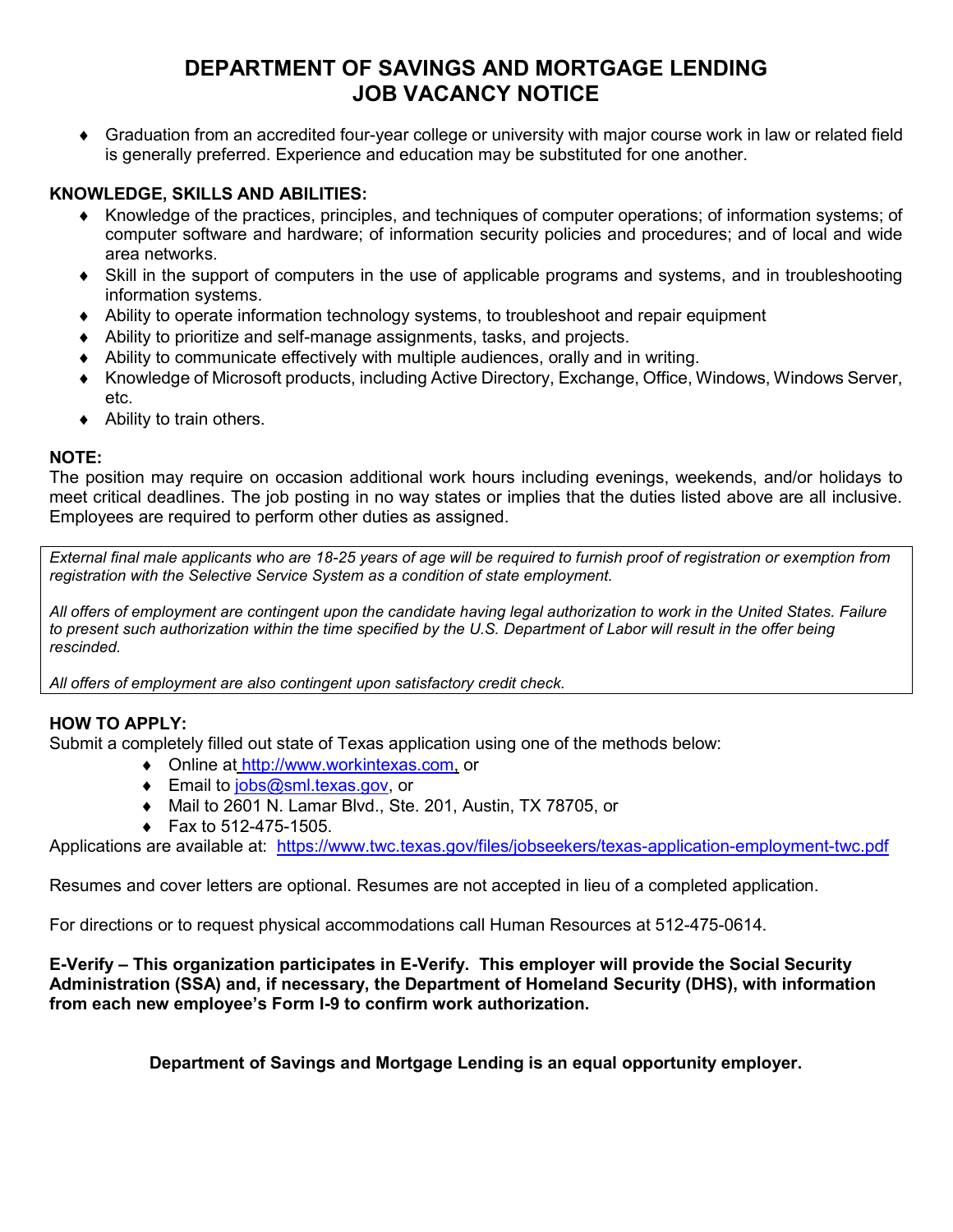# DEPARTMENT OF SAVINGS AND MORTGAGE LENDING
# JOB VACANCY NOTICE

- Graduation from an accredited four-year college or university with major course work in law or related field is generally preferred. Experience and education may be substituted for one another.

**KNOWLEDGE, SKILLS AND ABILITIES:**

- Knowledge of the practices, principles, and techniques of computer operations; of information systems; of computer software and hardware; of information security policies and procedures; and of local and wide area networks.
- Skill in the support of computers in the use of applicable programs and systems, and in troubleshooting information systems.
- Ability to operate information technology systems, to troubleshoot and repair equipment
- Ability to prioritize and self-manage assignments, tasks, and projects.
- Ability to communicate effectively with multiple audiences, orally and in writing.
- Knowledge of Microsoft products, including Active Directory, Exchange, Office, Windows, Windows Server, etc.
- Ability to train others.

**NOTE:**

The position may require on occasion additional work hours including evenings, weekends, and/or holidays to meet critical deadlines. The job posting in no way states or implies that the duties listed above are all inclusive. Employees are required to perform other duties as assigned.

*External final male applicants who are 18-25 years of age will be required to furnish proof of registration or exemption from registration with the Selective Service System as a condition of state employment.*

*All offers of employment are contingent upon the candidate having legal authorization to work in the United States. Failure to present such authorization within the time specified by the U.S. Department of Labor will result in the offer being rescinded.*

*All offers of employment are also contingent upon satisfactory credit check.*

**HOW TO APPLY:**

Submit a completely filled out state of Texas application using one of the methods below:

- Online at http://www.workintexas.com, or
- Email to jobs@sml.texas.gov, or
- Mail to 2601 N. Lamar Blvd., Ste. 201, Austin, TX 78705, or
- Fax to 512-475-1505.

Applications are available at: https://www.twc.texas.gov/files/jobseekers/texas-application-employment-twc.pdf

Resumes and cover letters are optional. Resumes are not accepted in lieu of a completed application.

For directions or to request physical accommodations call Human Resources at 512-475-0614.

**E-Verify – This organization participates in E-Verify. This employer will provide the Social Security Administration (SSA) and, if necessary, the Department of Homeland Security (DHS), with information from each new employee's Form I-9 to confirm work authorization.**

**Department of Savings and Mortgage Lending is an equal opportunity employer.**